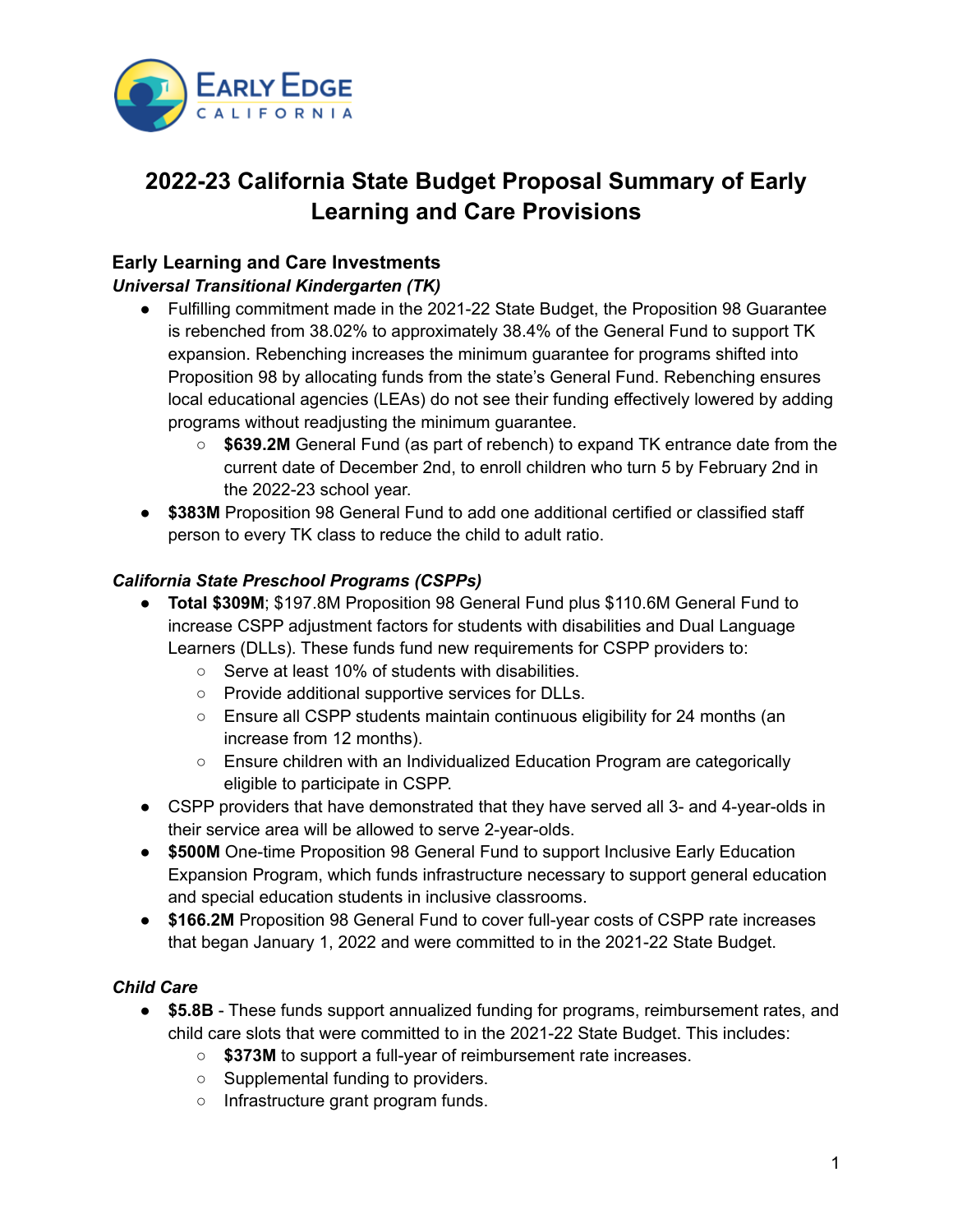# 2022-23 California State Budget Proposal Summary of Early Learning and Care Provisions

## Early Learning and Care Investments

### *Universal Transitional Kindergarten (TK)*

- Fulfilling commitment made in the 2021-22 State Budget, the Proposition 98 Guarantee is rebenched from 38.02% to approximately 38.4% of the General Fund to support TK expansion. Rebenching increases the minimum guarantee for programs shifted into Proposition 98 by allocating funds from the state's General Fund. Rebenching ensures local educational agencies (LEAs) do not see their funding effectively lowered by adding programs without readjusting the minimum guarantee.
  - **$639.2M** General Fund (as part of rebench) to expand TK entrance date from the current date of December 2nd, to enroll children who turn 5 by February 2nd in the 2022-23 school year.
- **$383M** Proposition 98 General Fund to add one additional certified or classified staff person to every TK class to reduce the child to adult ratio.

### *California State Preschool Programs (CSPPs)*

- **Total $309M**; $197.8M Proposition 98 General Fund plus $110.6M General Fund to increase CSPP adjustment factors for students with disabilities and Dual Language Learners (DLLs). These funds fund new requirements for CSPP providers to:
  - Serve at least 10% of students with disabilities.
  - Provide additional supportive services for DLLs.
  - Ensure all CSPP students maintain continuous eligibility for 24 months (an increase from 12 months).
  - Ensure children with an Individualized Education Program are categorically eligible to participate in CSPP.
- CSPP providers that have demonstrated that they have served all 3- and 4-year-olds in their service area will be allowed to serve 2-year-olds.
- **$500M** One-time Proposition 98 General Fund to support Inclusive Early Education Expansion Program, which funds infrastructure necessary to support general education and special education students in inclusive classrooms.
- **$166.2M** Proposition 98 General Fund to cover full-year costs of CSPP rate increases that began January 1, 2022 and were committed to in the 2021-22 State Budget.

### *Child Care*

- **$5.8B** - These funds support annualized funding for programs, reimbursement rates, and child care slots that were committed to in the 2021-22 State Budget. This includes:
  - **$373M** to support a full-year of reimbursement rate increases.
  - Supplemental funding to providers.
  - Infrastructure grant program funds.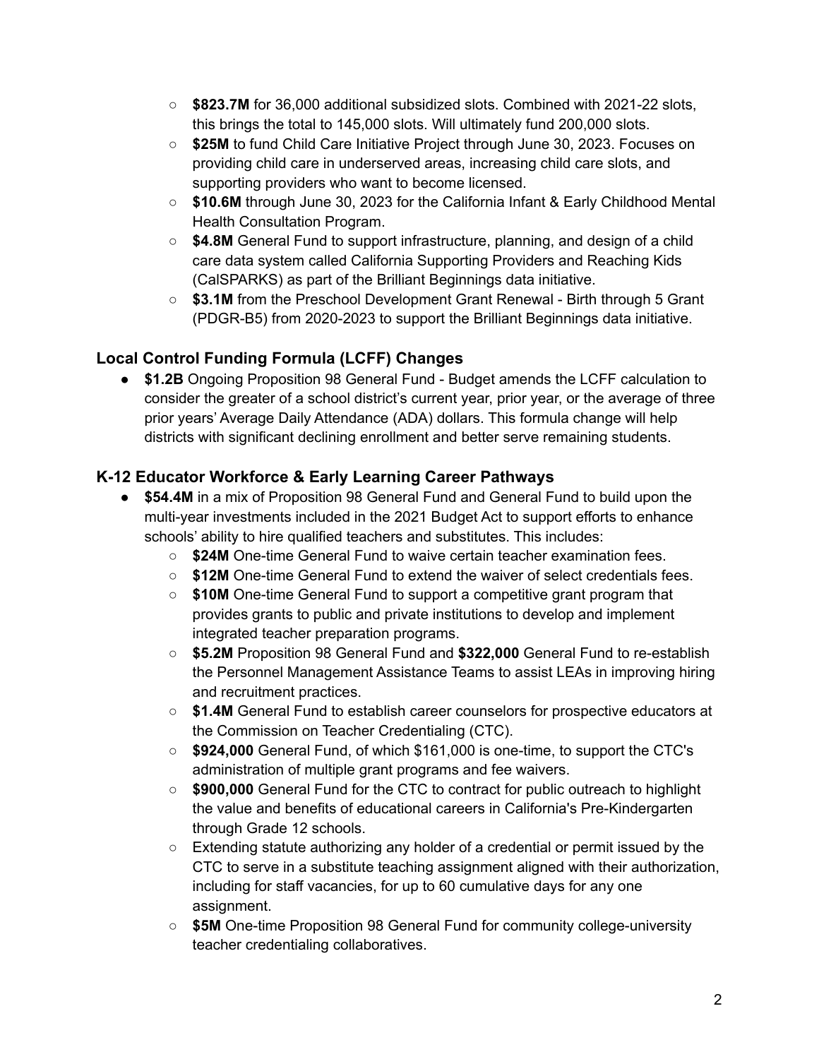- **$823.7M** for 36,000 additional subsidized slots. Combined with 2021-22 slots, this brings the total to 145,000 slots. Will ultimately fund 200,000 slots.
- **$25M** to fund Child Care Initiative Project through June 30, 2023. Focuses on providing child care in underserved areas, increasing child care slots, and supporting providers who want to become licensed.
- **$10.6M** through June 30, 2023 for the California Infant & Early Childhood Mental Health Consultation Program.
- **$4.8M** General Fund to support infrastructure, planning, and design of a child care data system called California Supporting Providers and Reaching Kids (CalSPARKS) as part of the Brilliant Beginnings data initiative.
- **$3.1M** from the Preschool Development Grant Renewal - Birth through 5 Grant (PDGR-B5) from 2020-2023 to support the Brilliant Beginnings data initiative.

### Local Control Funding Formula (LCFF) Changes

- **$1.2B** Ongoing Proposition 98 General Fund - Budget amends the LCFF calculation to consider the greater of a school district's current year, prior year, or the average of three prior years' Average Daily Attendance (ADA) dollars. This formula change will help districts with significant declining enrollment and better serve remaining students.

### K-12 Educator Workforce & Early Learning Career Pathways

- **$54.4M** in a mix of Proposition 98 General Fund and General Fund to build upon the multi-year investments included in the 2021 Budget Act to support efforts to enhance schools' ability to hire qualified teachers and substitutes. This includes:
  - **$24M** One-time General Fund to waive certain teacher examination fees.
  - **$12M** One-time General Fund to extend the waiver of select credentials fees.
  - **$10M** One-time General Fund to support a competitive grant program that provides grants to public and private institutions to develop and implement integrated teacher preparation programs.
  - **$5.2M** Proposition 98 General Fund and **$322,000** General Fund to re-establish the Personnel Management Assistance Teams to assist LEAs in improving hiring and recruitment practices.
  - **$1.4M** General Fund to establish career counselors for prospective educators at the Commission on Teacher Credentialing (CTC).
  - **$924,000** General Fund, of which $161,000 is one-time, to support the CTC's administration of multiple grant programs and fee waivers.
  - **$900,000** General Fund for the CTC to contract for public outreach to highlight the value and benefits of educational careers in California's Pre-Kindergarten through Grade 12 schools.
  - Extending statute authorizing any holder of a credential or permit issued by the CTC to serve in a substitute teaching assignment aligned with their authorization, including for staff vacancies, for up to 60 cumulative days for any one assignment.
  - **$5M** One-time Proposition 98 General Fund for community college-university teacher credentialing collaboratives.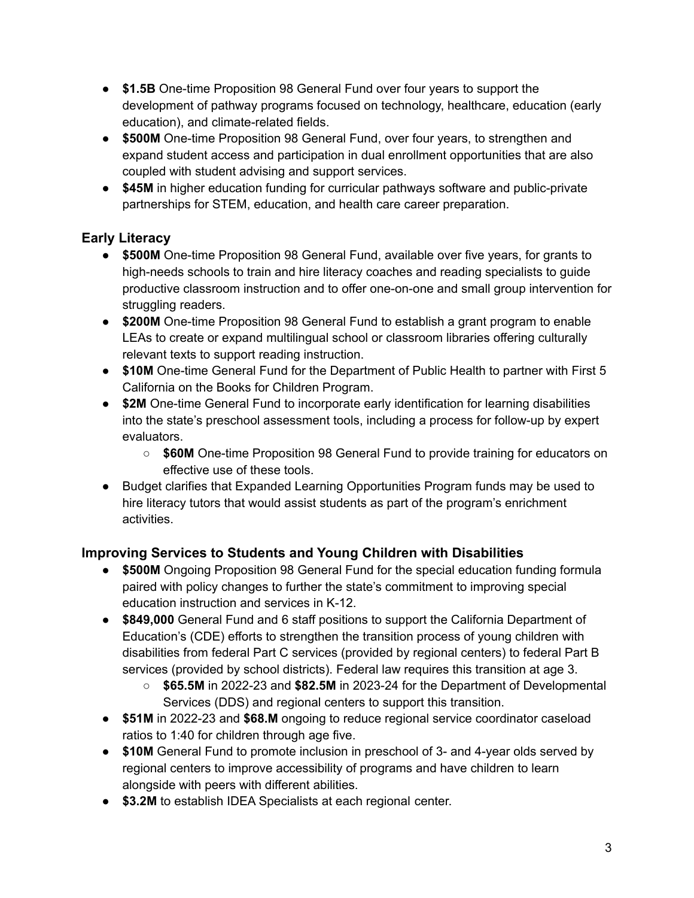- **$1.5B** One-time Proposition 98 General Fund over four years to support the development of pathway programs focused on technology, healthcare, education (early education), and climate-related fields.
- **$500M** One-time Proposition 98 General Fund, over four years, to strengthen and expand student access and participation in dual enrollment opportunities that are also coupled with student advising and support services.
- **$45M** in higher education funding for curricular pathways software and public-private partnerships for STEM, education, and health care career preparation.

### Early Literacy

- **$500M** One-time Proposition 98 General Fund, available over five years, for grants to high-needs schools to train and hire literacy coaches and reading specialists to guide productive classroom instruction and to offer one-on-one and small group intervention for struggling readers.
- **$200M** One-time Proposition 98 General Fund to establish a grant program to enable LEAs to create or expand multilingual school or classroom libraries offering culturally relevant texts to support reading instruction.
- **$10M** One-time General Fund for the Department of Public Health to partner with First 5 California on the Books for Children Program.
- **$2M** One-time General Fund to incorporate early identification for learning disabilities into the state's preschool assessment tools, including a process for follow-up by expert evaluators.
  - **$60M** One-time Proposition 98 General Fund to provide training for educators on effective use of these tools.
- Budget clarifies that Expanded Learning Opportunities Program funds may be used to hire literacy tutors that would assist students as part of the program's enrichment activities.

### Improving Services to Students and Young Children with Disabilities

- **$500M** Ongoing Proposition 98 General Fund for the special education funding formula paired with policy changes to further the state's commitment to improving special education instruction and services in K-12.
- **$849,000** General Fund and 6 staff positions to support the California Department of Education's (CDE) efforts to strengthen the transition process of young children with disabilities from federal Part C services (provided by regional centers) to federal Part B services (provided by school districts). Federal law requires this transition at age 3.
  - **$65.5M** in 2022-23 and **$82.5M** in 2023-24 for the Department of Developmental Services (DDS) and regional centers to support this transition.
- **$51M** in 2022-23 and **$68.M** ongoing to reduce regional service coordinator caseload ratios to 1:40 for children through age five.
- **$10M** General Fund to promote inclusion in preschool of 3- and 4-year olds served by regional centers to improve accessibility of programs and have children to learn alongside with peers with different abilities.
- **$3.2M** to establish IDEA Specialists at each regional center.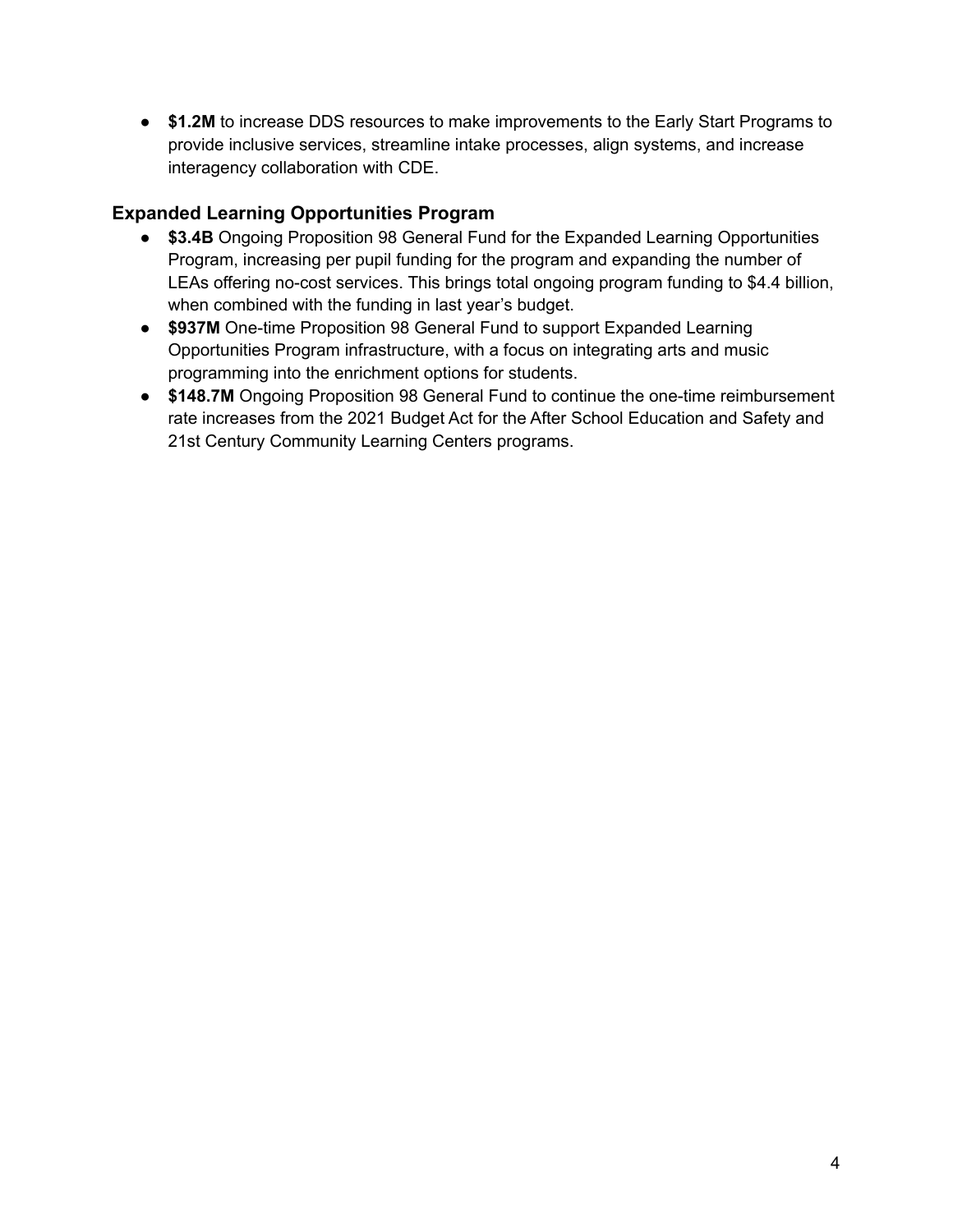- **$1.2M** to increase DDS resources to make improvements to the Early Start Programs to provide inclusive services, streamline intake processes, align systems, and increase interagency collaboration with CDE.

### Expanded Learning Opportunities Program

- **$3.4B** Ongoing Proposition 98 General Fund for the Expanded Learning Opportunities Program, increasing per pupil funding for the program and expanding the number of LEAs offering no-cost services. This brings total ongoing program funding to $4.4 billion, when combined with the funding in last year's budget.
- **$937M** One-time Proposition 98 General Fund to support Expanded Learning Opportunities Program infrastructure, with a focus on integrating arts and music programming into the enrichment options for students.
- **$148.7M** Ongoing Proposition 98 General Fund to continue the one-time reimbursement rate increases from the 2021 Budget Act for the After School Education and Safety and 21st Century Community Learning Centers programs.